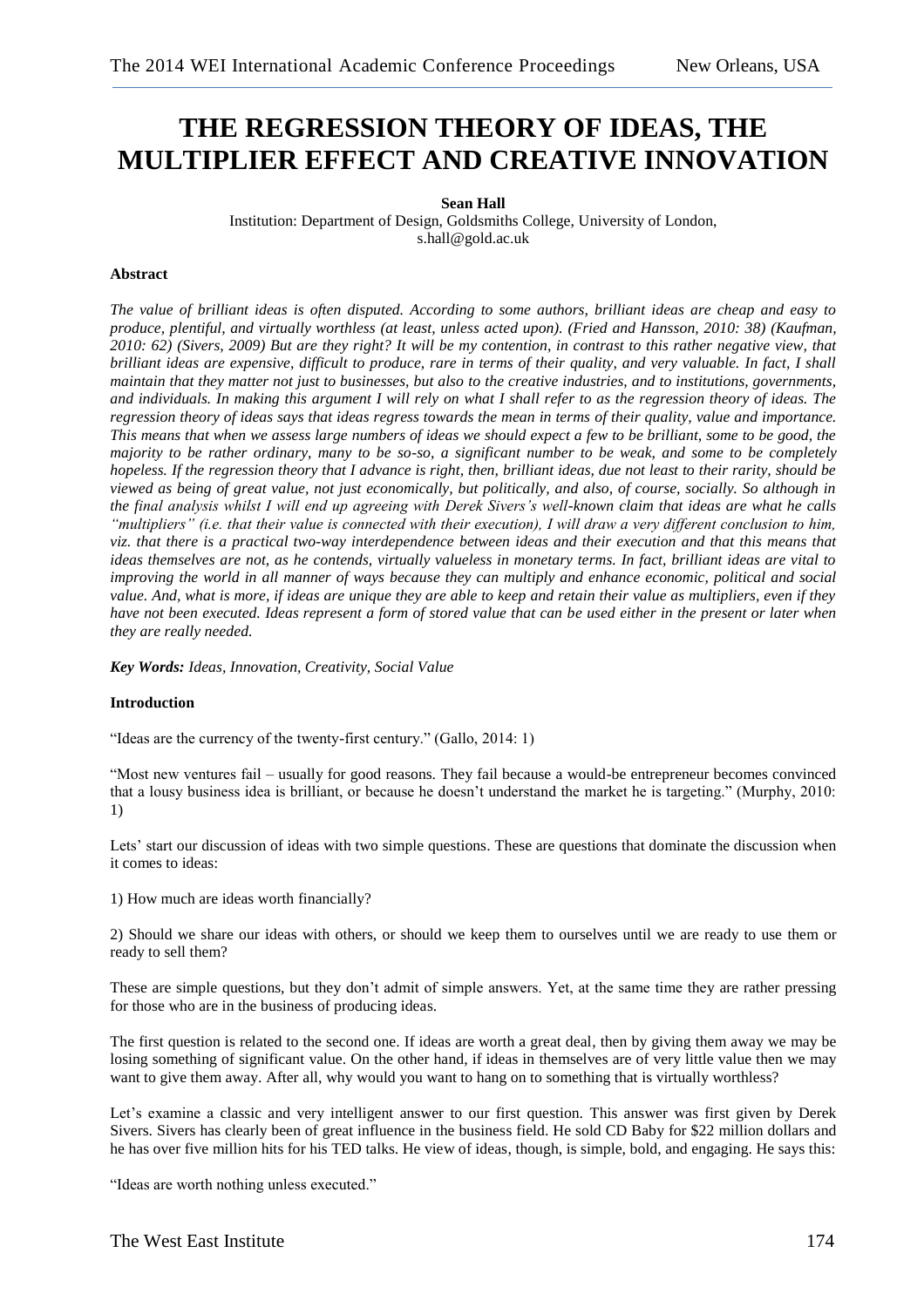# THE REGRESSION THEORY OF IDEAS, THE MULTIPLIER EFFECT AND CREATIVE INNOVATION

**Sean Hall**

Institution: Department of Design, Goldsmiths College, University of London, s.hall@gold.ac.uk

**Abstract**

*The value of brilliant ideas is often disputed. According to some authors, brilliant ideas are cheap and easy to produce, plentiful, and virtually worthless (at least, unless acted upon). (Fried and Hansson, 2010: 38) (Kaufman, 2010: 62) (Sivers, 2009) But are they right? It will be my contention, in contrast to this rather negative view, that brilliant ideas are expensive, difficult to produce, rare in terms of their quality, and very valuable. In fact, I shall maintain that they matter not just to businesses, but also to the creative industries, and to institutions, governments, and individuals. In making this argument I will rely on what I shall refer to as the regression theory of ideas. The regression theory of ideas says that ideas regress towards the mean in terms of their quality, value and importance. This means that when we assess large numbers of ideas we should expect a few to be brilliant, some to be good, the majority to be rather ordinary, many to be so-so, a significant number to be weak, and some to be completely hopeless. If the regression theory that I advance is right, then, brilliant ideas, due not least to their rarity, should be viewed as being of great value, not just economically, but politically, and also, of course, socially. So although in the final analysis whilst I will end up agreeing with Derek Sivers's well-known claim that ideas are what he calls "multipliers" (i.e. that their value is connected with their execution), I will draw a very different conclusion to him, viz. that there is a practical two-way interdependence between ideas and their execution and that this means that ideas themselves are not, as he contends, virtually valueless in monetary terms. In fact, brilliant ideas are vital to improving the world in all manner of ways because they can multiply and enhance economic, political and social value. And, what is more, if ideas are unique they are able to keep and retain their value as multipliers, even if they have not been executed. Ideas represent a form of stored value that can be used either in the present or later when they are really needed.*

***Key Words:*** *Ideas, Innovation, Creativity, Social Value*

**Introduction**

"Ideas are the currency of the twenty-first century." (Gallo, 2014: 1)

"Most new ventures fail – usually for good reasons. They fail because a would-be entrepreneur becomes convinced that a lousy business idea is brilliant, or because he doesn't understand the market he is targeting." (Murphy, 2010: 1)

Lets' start our discussion of ideas with two simple questions. These are questions that dominate the discussion when it comes to ideas:

1) How much are ideas worth financially?

2) Should we share our ideas with others, or should we keep them to ourselves until we are ready to use them or ready to sell them?

These are simple questions, but they don't admit of simple answers. Yet, at the same time they are rather pressing for those who are in the business of producing ideas.

The first question is related to the second one. If ideas are worth a great deal, then by giving them away we may be losing something of significant value. On the other hand, if ideas in themselves are of very little value then we may want to give them away. After all, why would you want to hang on to something that is virtually worthless?

Let's examine a classic and very intelligent answer to our first question. This answer was first given by Derek Sivers. Sivers has clearly been of great influence in the business field. He sold CD Baby for $22 million dollars and he has over five million hits for his TED talks. He view of ideas, though, is simple, bold, and engaging. He says this:

"Ideas are worth nothing unless executed."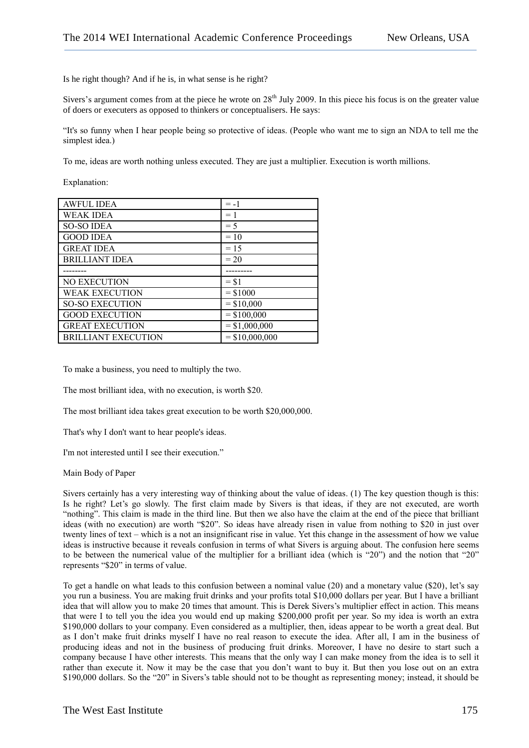Is he right though? And if he is, in what sense is he right?

Sivers's argument comes from at the piece he wrote on 28th July 2009. In this piece his focus is on the greater value of doers or executers as opposed to thinkers or conceptualisers. He says:

"It's so funny when I hear people being so protective of ideas. (People who want me to sign an NDA to tell me the simplest idea.)

To me, ideas are worth nothing unless executed. They are just a multiplier. Execution is worth millions.

Explanation:

| AWFUL IDEA | = -1 |
|---|---|
| WEAK IDEA | = 1 |
| SO-SO IDEA | = 5 |
| GOOD IDEA | = 10 |
| GREAT IDEA | = 15 |
| BRILLIANT IDEA | = 20 |
| -------- | --------- |
| NO EXECUTION | = $1 |
| WEAK EXECUTION | = $1000 |
| SO-SO EXECUTION | = $10,000 |
| GOOD EXECUTION | = $100,000 |
| GREAT EXECUTION | = $1,000,000 |
| BRILLIANT EXECUTION | = $10,000,000 |

To make a business, you need to multiply the two.

The most brilliant idea, with no execution, is worth $20.

The most brilliant idea takes great execution to be worth $20,000,000.

That's why I don't want to hear people's ideas.

I'm not interested until I see their execution."

## Main Body of Paper

Sivers certainly has a very interesting way of thinking about the value of ideas. (1) The key question though is this: Is he right? Let's go slowly. The first claim made by Sivers is that ideas, if they are not executed, are worth "nothing". This claim is made in the third line. But then we also have the claim at the end of the piece that brilliant ideas (with no execution) are worth "$20". So ideas have already risen in value from nothing to $20 in just over twenty lines of text – which is a not an insignificant rise in value. Yet this change in the assessment of how we value ideas is instructive because it reveals confusion in terms of what Sivers is arguing about. The confusion here seems to be between the numerical value of the multiplier for a brilliant idea (which is "20") and the notion that "20" represents "$20" in terms of value.

To get a handle on what leads to this confusion between a nominal value (20) and a monetary value ($20), let's say you run a business. You are making fruit drinks and your profits total $10,000 dollars per year. But I have a brilliant idea that will allow you to make 20 times that amount. This is Derek Sivers's multiplier effect in action. This means that were I to tell you the idea you would end up making $200,000 profit per year. So my idea is worth an extra $190,000 dollars to your company. Even considered as a multiplier, then, ideas appear to be worth a great deal. But as I don't make fruit drinks myself I have no real reason to execute the idea. After all, I am in the business of producing ideas and not in the business of producing fruit drinks. Moreover, I have no desire to start such a company because I have other interests. This means that the only way I can make money from the idea is to sell it rather than execute it. Now it may be the case that you don't want to buy it. But then you lose out on an extra $190,000 dollars. So the "20" in Sivers's table should not to be thought as representing money; instead, it should be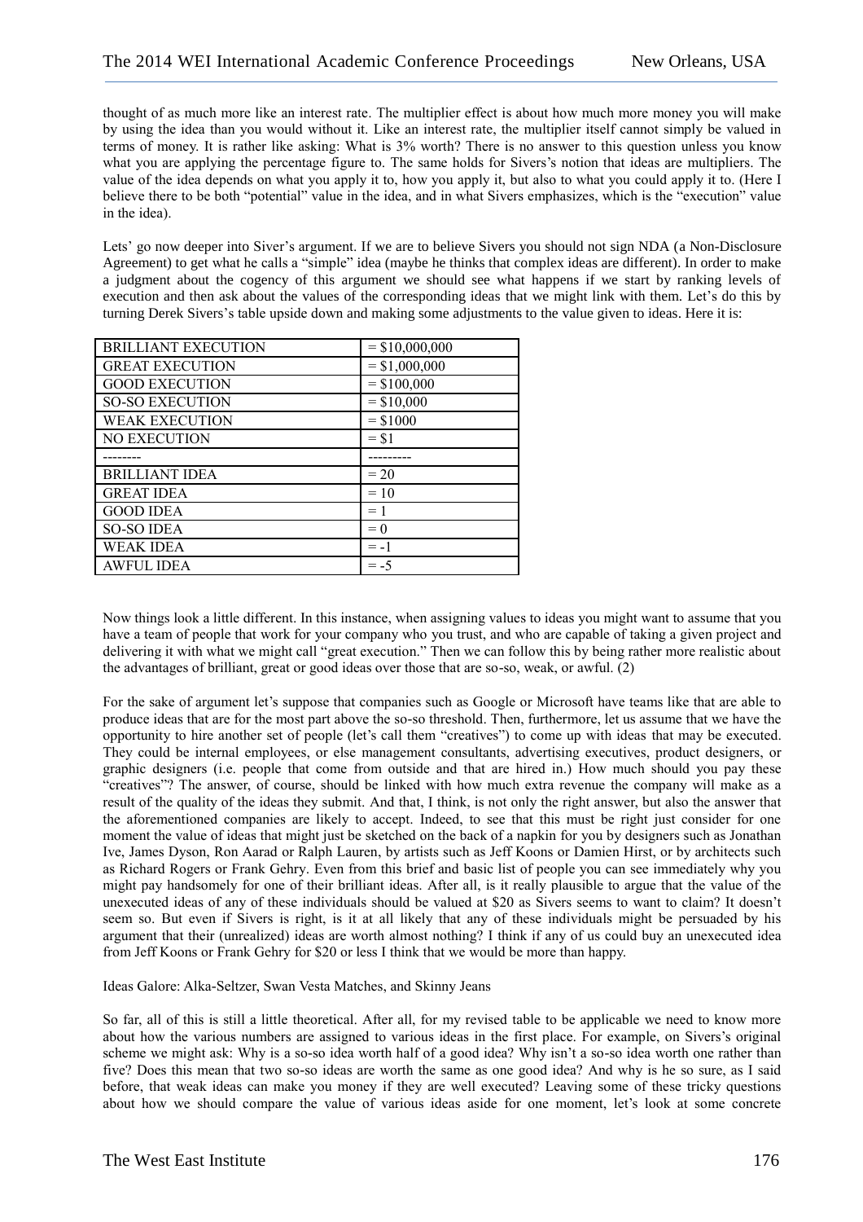thought of as much more like an interest rate. The multiplier effect is about how much more money you will make by using the idea than you would without it. Like an interest rate, the multiplier itself cannot simply be valued in terms of money. It is rather like asking: What is 3% worth? There is no answer to this question unless you know what you are applying the percentage figure to. The same holds for Sivers's notion that ideas are multipliers. The value of the idea depends on what you apply it to, how you apply it, but also to what you could apply it to. (Here I believe there to be both "potential" value in the idea, and in what Sivers emphasizes, which is the "execution" value in the idea).

Lets' go now deeper into Siver's argument. If we are to believe Sivers you should not sign NDA (a Non-Disclosure Agreement) to get what he calls a "simple" idea (maybe he thinks that complex ideas are different). In order to make a judgment about the cogency of this argument we should see what happens if we start by ranking levels of execution and then ask about the values of the corresponding ideas that we might link with them. Let's do this by turning Derek Sivers's table upside down and making some adjustments to the value given to ideas. Here it is:

| BRILLIANT EXECUTION | = $10,000,000 |
|---|---|
| GREAT EXECUTION | = $1,000,000 |
| GOOD EXECUTION | = $100,000 |
| SO-SO EXECUTION | = $10,000 |
| WEAK EXECUTION | = $1000 |
| NO EXECUTION | = $1 |
| -------- | --------- |
| BRILLIANT IDEA | = 20 |
| GREAT IDEA | = 10 |
| GOOD IDEA | = 1 |
| SO-SO IDEA | = 0 |
| WEAK IDEA | = -1 |
| AWFUL IDEA | = -5 |

Now things look a little different. In this instance, when assigning values to ideas you might want to assume that you have a team of people that work for your company who you trust, and who are capable of taking a given project and delivering it with what we might call "great execution." Then we can follow this by being rather more realistic about the advantages of brilliant, great or good ideas over those that are so-so, weak, or awful. (2)

For the sake of argument let's suppose that companies such as Google or Microsoft have teams like that are able to produce ideas that are for the most part above the so-so threshold. Then, furthermore, let us assume that we have the opportunity to hire another set of people (let's call them "creatives") to come up with ideas that may be executed. They could be internal employees, or else management consultants, advertising executives, product designers, or graphic designers (i.e. people that come from outside and that are hired in.) How much should you pay these "creatives"? The answer, of course, should be linked with how much extra revenue the company will make as a result of the quality of the ideas they submit. And that, I think, is not only the right answer, but also the answer that the aforementioned companies are likely to accept. Indeed, to see that this must be right just consider for one moment the value of ideas that might just be sketched on the back of a napkin for you by designers such as Jonathan Ive, James Dyson, Ron Aarad or Ralph Lauren, by artists such as Jeff Koons or Damien Hirst, or by architects such as Richard Rogers or Frank Gehry. Even from this brief and basic list of people you can see immediately why you might pay handsomely for one of their brilliant ideas. After all, is it really plausible to argue that the value of the unexecuted ideas of any of these individuals should be valued at $20 as Sivers seems to want to claim? It doesn't seem so. But even if Sivers is right, is it at all likely that any of these individuals might be persuaded by his argument that their (unrealized) ideas are worth almost nothing? I think if any of us could buy an unexecuted idea from Jeff Koons or Frank Gehry for $20 or less I think that we would be more than happy.

Ideas Galore: Alka-Seltzer, Swan Vesta Matches, and Skinny Jeans

So far, all of this is still a little theoretical. After all, for my revised table to be applicable we need to know more about how the various numbers are assigned to various ideas in the first place. For example, on Sivers's original scheme we might ask: Why is a so-so idea worth half of a good idea? Why isn't a so-so idea worth one rather than five? Does this mean that two so-so ideas are worth the same as one good idea? And why is he so sure, as I said before, that weak ideas can make you money if they are well executed? Leaving some of these tricky questions about how we should compare the value of various ideas aside for one moment, let's look at some concrete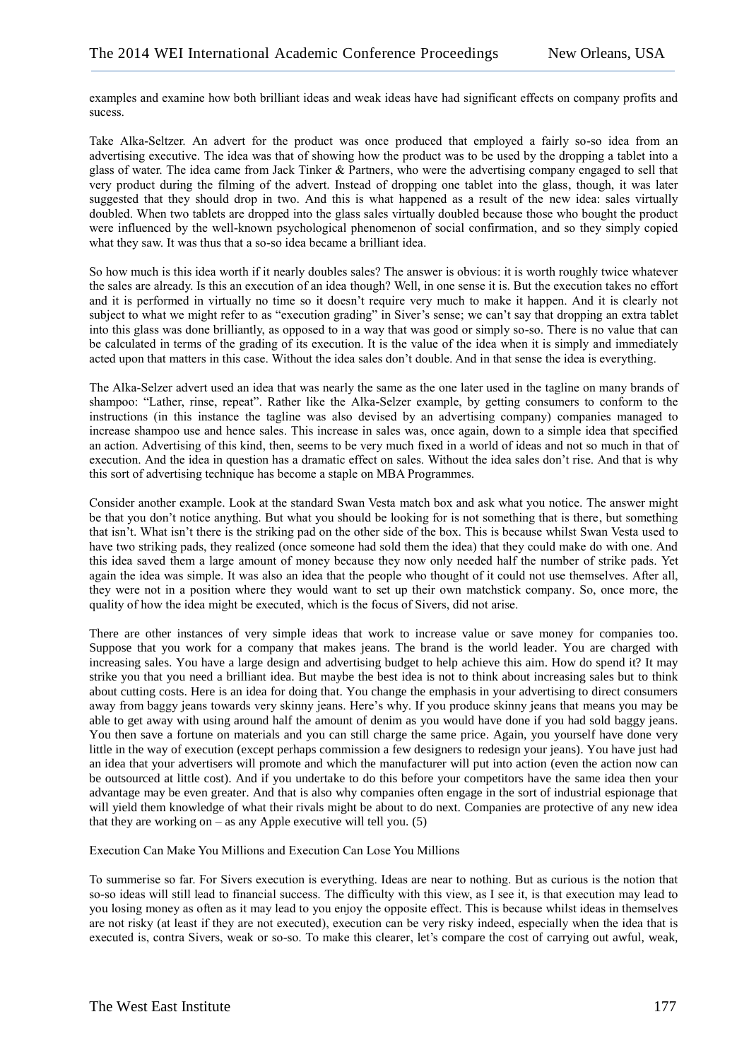examples and examine how both brilliant ideas and weak ideas have had significant effects on company profits and sucess.

Take Alka-Seltzer. An advert for the product was once produced that employed a fairly so-so idea from an advertising executive. The idea was that of showing how the product was to be used by the dropping a tablet into a glass of water. The idea came from Jack Tinker & Partners, who were the advertising company engaged to sell that very product during the filming of the advert. Instead of dropping one tablet into the glass, though, it was later suggested that they should drop in two. And this is what happened as a result of the new idea: sales virtually doubled. When two tablets are dropped into the glass sales virtually doubled because those who bought the product were influenced by the well-known psychological phenomenon of social confirmation, and so they simply copied what they saw. It was thus that a so-so idea became a brilliant idea.

So how much is this idea worth if it nearly doubles sales? The answer is obvious: it is worth roughly twice whatever the sales are already. Is this an execution of an idea though? Well, in one sense it is. But the execution takes no effort and it is performed in virtually no time so it doesn't require very much to make it happen. And it is clearly not subject to what we might refer to as "execution grading" in Siver's sense; we can't say that dropping an extra tablet into this glass was done brilliantly, as opposed to in a way that was good or simply so-so. There is no value that can be calculated in terms of the grading of its execution. It is the value of the idea when it is simply and immediately acted upon that matters in this case. Without the idea sales don't double. And in that sense the idea is everything.

The Alka-Selzer advert used an idea that was nearly the same as the one later used in the tagline on many brands of shampoo: "Lather, rinse, repeat". Rather like the Alka-Selzer example, by getting consumers to conform to the instructions (in this instance the tagline was also devised by an advertising company) companies managed to increase shampoo use and hence sales. This increase in sales was, once again, down to a simple idea that specified an action. Advertising of this kind, then, seems to be very much fixed in a world of ideas and not so much in that of execution. And the idea in question has a dramatic effect on sales. Without the idea sales don't rise. And that is why this sort of advertising technique has become a staple on MBA Programmes.

Consider another example. Look at the standard Swan Vesta match box and ask what you notice. The answer might be that you don't notice anything. But what you should be looking for is not something that is there, but something that isn't. What isn't there is the striking pad on the other side of the box. This is because whilst Swan Vesta used to have two striking pads, they realized (once someone had sold them the idea) that they could make do with one. And this idea saved them a large amount of money because they now only needed half the number of strike pads. Yet again the idea was simple. It was also an idea that the people who thought of it could not use themselves. After all, they were not in a position where they would want to set up their own matchstick company. So, once more, the quality of how the idea might be executed, which is the focus of Sivers, did not arise.

There are other instances of very simple ideas that work to increase value or save money for companies too. Suppose that you work for a company that makes jeans. The brand is the world leader. You are charged with increasing sales. You have a large design and advertising budget to help achieve this aim. How do spend it? It may strike you that you need a brilliant idea. But maybe the best idea is not to think about increasing sales but to think about cutting costs. Here is an idea for doing that. You change the emphasis in your advertising to direct consumers away from baggy jeans towards very skinny jeans. Here's why. If you produce skinny jeans that means you may be able to get away with using around half the amount of denim as you would have done if you had sold baggy jeans. You then save a fortune on materials and you can still charge the same price. Again, you yourself have done very little in the way of execution (except perhaps commission a few designers to redesign your jeans). You have just had an idea that your advertisers will promote and which the manufacturer will put into action (even the action now can be outsourced at little cost). And if you undertake to do this before your competitors have the same idea then your advantage may be even greater. And that is also why companies often engage in the sort of industrial espionage that will yield them knowledge of what their rivals might be about to do next. Companies are protective of any new idea that they are working on – as any Apple executive will tell you. (5)

## Execution Can Make You Millions and Execution Can Lose You Millions

To summerise so far. For Sivers execution is everything. Ideas are near to nothing. But as curious is the notion that so-so ideas will still lead to financial success. The difficulty with this view, as I see it, is that execution may lead to you losing money as often as it may lead to you enjoy the opposite effect. This is because whilst ideas in themselves are not risky (at least if they are not executed), execution can be very risky indeed, especially when the idea that is executed is, contra Sivers, weak or so-so. To make this clearer, let's compare the cost of carrying out awful, weak,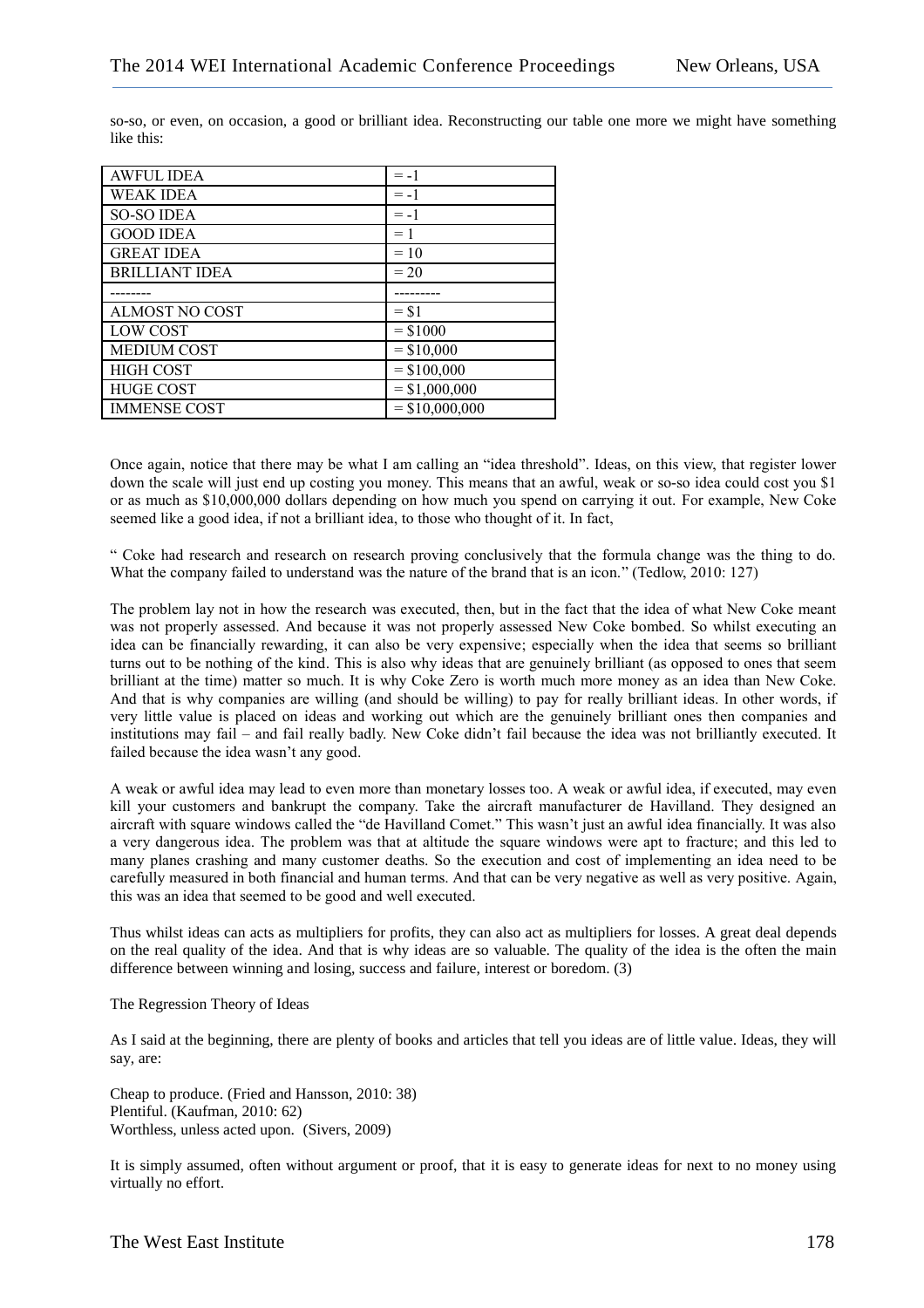so-so, or even, on occasion, a good or brilliant idea. Reconstructing our table one more we might have something like this:

| AWFUL IDEA | = -1 |
|---|---|
| WEAK IDEA | = -1 |
| SO-SO IDEA | = -1 |
| GOOD IDEA | = 1 |
| GREAT IDEA | = 10 |
| BRILLIANT IDEA | = 20 |
| -------- | --------- |
| ALMOST NO COST | = $1 |
| LOW COST | = $1000 |
| MEDIUM COST | = $10,000 |
| HIGH COST | = $100,000 |
| HUGE COST | = $1,000,000 |
| IMMENSE COST | = $10,000,000 |

Once again, notice that there may be what I am calling an "idea threshold". Ideas, on this view, that register lower down the scale will just end up costing you money. This means that an awful, weak or so-so idea could cost you $1 or as much as $10,000,000 dollars depending on how much you spend on carrying it out. For example, New Coke seemed like a good idea, if not a brilliant idea, to those who thought of it. In fact,

" Coke had research and research on research proving conclusively that the formula change was the thing to do. What the company failed to understand was the nature of the brand that is an icon." (Tedlow, 2010: 127)

The problem lay not in how the research was executed, then, but in the fact that the idea of what New Coke meant was not properly assessed. And because it was not properly assessed New Coke bombed. So whilst executing an idea can be financially rewarding, it can also be very expensive; especially when the idea that seems so brilliant turns out to be nothing of the kind. This is also why ideas that are genuinely brilliant (as opposed to ones that seem brilliant at the time) matter so much. It is why Coke Zero is worth much more money as an idea than New Coke. And that is why companies are willing (and should be willing) to pay for really brilliant ideas. In other words, if very little value is placed on ideas and working out which are the genuinely brilliant ones then companies and institutions may fail – and fail really badly. New Coke didn't fail because the idea was not brilliantly executed. It failed because the idea wasn't any good.

A weak or awful idea may lead to even more than monetary losses too. A weak or awful idea, if executed, may even kill your customers and bankrupt the company. Take the aircraft manufacturer de Havilland. They designed an aircraft with square windows called the "de Havilland Comet." This wasn't just an awful idea financially. It was also a very dangerous idea. The problem was that at altitude the square windows were apt to fracture; and this led to many planes crashing and many customer deaths. So the execution and cost of implementing an idea need to be carefully measured in both financial and human terms. And that can be very negative as well as very positive. Again, this was an idea that seemed to be good and well executed.

Thus whilst ideas can acts as multipliers for profits, they can also act as multipliers for losses. A great deal depends on the real quality of the idea. And that is why ideas are so valuable. The quality of the idea is the often the main difference between winning and losing, success and failure, interest or boredom. (3)

The Regression Theory of Ideas

As I said at the beginning, there are plenty of books and articles that tell you ideas are of little value. Ideas, they will say, are:

Cheap to produce. (Fried and Hansson, 2010: 38)
Plentiful. (Kaufman, 2010: 62)
Worthless, unless acted upon. (Sivers, 2009)

It is simply assumed, often without argument or proof, that it is easy to generate ideas for next to no money using virtually no effort.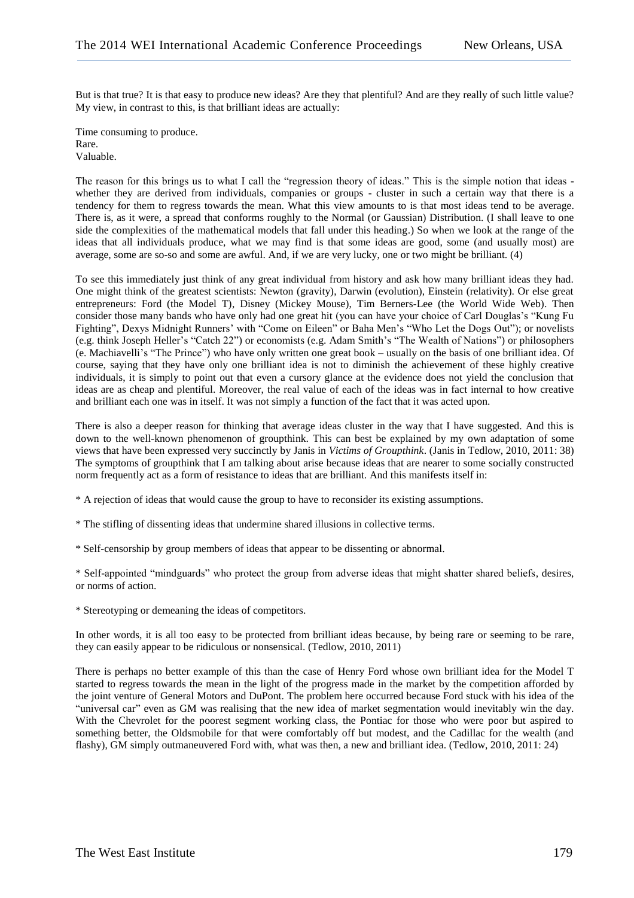But is that true? It is that easy to produce new ideas? Are they that plentiful? And are they really of such little value? My view, in contrast to this, is that brilliant ideas are actually:

Time consuming to produce.
Rare.
Valuable.

The reason for this brings us to what I call the "regression theory of ideas." This is the simple notion that ideas - whether they are derived from individuals, companies or groups - cluster in such a certain way that there is a tendency for them to regress towards the mean. What this view amounts to is that most ideas tend to be average. There is, as it were, a spread that conforms roughly to the Normal (or Gaussian) Distribution. (I shall leave to one side the complexities of the mathematical models that fall under this heading.) So when we look at the range of the ideas that all individuals produce, what we may find is that some ideas are good, some (and usually most) are average, some are so-so and some are awful. And, if we are very lucky, one or two might be brilliant. (4)

To see this immediately just think of any great individual from history and ask how many brilliant ideas they had. One might think of the greatest scientists: Newton (gravity), Darwin (evolution), Einstein (relativity). Or else great entrepreneurs: Ford (the Model T), Disney (Mickey Mouse), Tim Berners-Lee (the World Wide Web). Then consider those many bands who have only had one great hit (you can have your choice of Carl Douglas's "Kung Fu Fighting", Dexys Midnight Runners' with "Come on Eileen" or Baha Men's "Who Let the Dogs Out"); or novelists (e.g. think Joseph Heller's "Catch 22") or economists (e.g. Adam Smith's "The Wealth of Nations") or philosophers (e. Machiavelli's "The Prince") who have only written one great book – usually on the basis of one brilliant idea. Of course, saying that they have only one brilliant idea is not to diminish the achievement of these highly creative individuals, it is simply to point out that even a cursory glance at the evidence does not yield the conclusion that ideas are as cheap and plentiful. Moreover, the real value of each of the ideas was in fact internal to how creative and brilliant each one was in itself. It was not simply a function of the fact that it was acted upon.

There is also a deeper reason for thinking that average ideas cluster in the way that I have suggested. And this is down to the well-known phenomenon of groupthink. This can best be explained by my own adaptation of some views that have been expressed very succinctly by Janis in *Victims of Groupthink*. (Janis in Tedlow, 2010, 2011: 38) The symptoms of groupthink that I am talking about arise because ideas that are nearer to some socially constructed norm frequently act as a form of resistance to ideas that are brilliant. And this manifests itself in:

* A rejection of ideas that would cause the group to have to reconsider its existing assumptions.

* The stifling of dissenting ideas that undermine shared illusions in collective terms.

* Self-censorship by group members of ideas that appear to be dissenting or abnormal.

* Self-appointed "mindguards" who protect the group from adverse ideas that might shatter shared beliefs, desires, or norms of action.

* Stereotyping or demeaning the ideas of competitors.

In other words, it is all too easy to be protected from brilliant ideas because, by being rare or seeming to be rare, they can easily appear to be ridiculous or nonsensical. (Tedlow, 2010, 2011)

There is perhaps no better example of this than the case of Henry Ford whose own brilliant idea for the Model T started to regress towards the mean in the light of the progress made in the market by the competition afforded by the joint venture of General Motors and DuPont. The problem here occurred because Ford stuck with his idea of the "universal car" even as GM was realising that the new idea of market segmentation would inevitably win the day. With the Chevrolet for the poorest segment working class, the Pontiac for those who were poor but aspired to something better, the Oldsmobile for that were comfortably off but modest, and the Cadillac for the wealth (and flashy), GM simply outmaneuvered Ford with, what was then, a new and brilliant idea. (Tedlow, 2010, 2011: 24)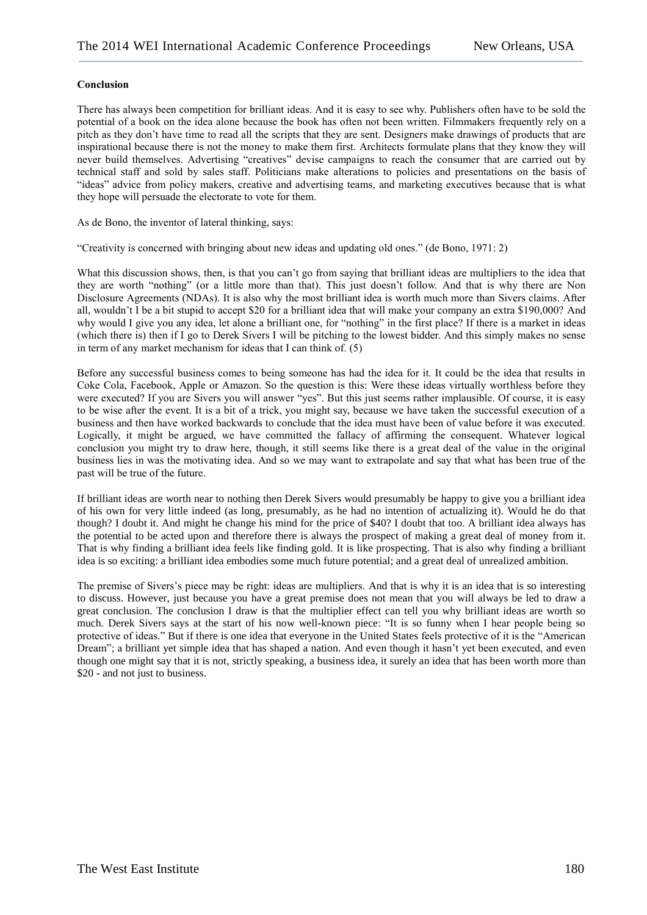**Conclusion**

There has always been competition for brilliant ideas. And it is easy to see why. Publishers often have to be sold the potential of a book on the idea alone because the book has often not been written. Filmmakers frequently rely on a pitch as they don't have time to read all the scripts that they are sent. Designers make drawings of products that are inspirational because there is not the money to make them first. Architects formulate plans that they know they will never build themselves. Advertising "creatives" devise campaigns to reach the consumer that are carried out by technical staff and sold by sales staff. Politicians make alterations to policies and presentations on the basis of "ideas" advice from policy makers, creative and advertising teams, and marketing executives because that is what they hope will persuade the electorate to vote for them.

As de Bono, the inventor of lateral thinking, says:

"Creativity is concerned with bringing about new ideas and updating old ones." (de Bono, 1971: 2)

What this discussion shows, then, is that you can't go from saying that brilliant ideas are multipliers to the idea that they are worth "nothing" (or a little more than that). This just doesn't follow. And that is why there are Non Disclosure Agreements (NDAs). It is also why the most brilliant idea is worth much more than Sivers claims. After all, wouldn't I be a bit stupid to accept $20 for a brilliant idea that will make your company an extra $190,000? And why would I give you any idea, let alone a brilliant one, for "nothing" in the first place? If there is a market in ideas (which there is) then if I go to Derek Sivers I will be pitching to the lowest bidder. And this simply makes no sense in term of any market mechanism for ideas that I can think of. (5)

Before any successful business comes to being someone has had the idea for it. It could be the idea that results in Coke Cola, Facebook, Apple or Amazon. So the question is this: Were these ideas virtually worthless before they were executed? If you are Sivers you will answer "yes". But this just seems rather implausible. Of course, it is easy to be wise after the event. It is a bit of a trick, you might say, because we have taken the successful execution of a business and then have worked backwards to conclude that the idea must have been of value before it was executed. Logically, it might be argued, we have committed the fallacy of affirming the consequent. Whatever logical conclusion you might try to draw here, though, it still seems like there is a great deal of the value in the original business lies in was the motivating idea. And so we may want to extrapolate and say that what has been true of the past will be true of the future.

If brilliant ideas are worth near to nothing then Derek Sivers would presumably be happy to give you a brilliant idea of his own for very little indeed (as long, presumably, as he had no intention of actualizing it). Would he do that though? I doubt it. And might he change his mind for the price of $40? I doubt that too. A brilliant idea always has the potential to be acted upon and therefore there is always the prospect of making a great deal of money from it. That is why finding a brilliant idea feels like finding gold. It is like prospecting. That is also why finding a brilliant idea is so exciting: a brilliant idea embodies some much future potential; and a great deal of unrealized ambition.

The premise of Sivers's piece may be right: ideas are multipliers. And that is why it is an idea that is so interesting to discuss. However, just because you have a great premise does not mean that you will always be led to draw a great conclusion. The conclusion I draw is that the multiplier effect can tell you why brilliant ideas are worth so much. Derek Sivers says at the start of his now well-known piece: "It is so funny when I hear people being so protective of ideas." But if there is one idea that everyone in the United States feels protective of it is the "American Dream"; a brilliant yet simple idea that has shaped a nation. And even though it hasn't yet been executed, and even though one might say that it is not, strictly speaking, a business idea, it surely an idea that has been worth more than $20 - and not just to business.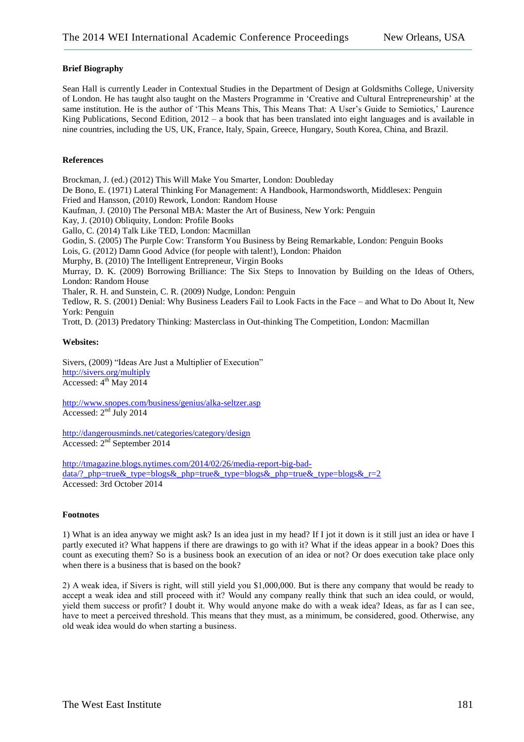**Brief Biography**

Sean Hall is currently Leader in Contextual Studies in the Department of Design at Goldsmiths College, University of London. He has taught also taught on the Masters Programme in 'Creative and Cultural Entrepreneurship' at the same institution. He is the author of 'This Means This, This Means That: A User's Guide to Semiotics,' Laurence King Publications, Second Edition, 2012 – a book that has been translated into eight languages and is available in nine countries, including the US, UK, France, Italy, Spain, Greece, Hungary, South Korea, China, and Brazil.

**References**

Brockman, J. (ed.) (2012) This Will Make You Smarter, London: Doubleday
De Bono, E. (1971) Lateral Thinking For Management: A Handbook, Harmondsworth, Middlesex: Penguin
Fried and Hansson, (2010) Rework, London: Random House
Kaufman, J. (2010) The Personal MBA: Master the Art of Business, New York: Penguin
Kay, J. (2010) Obliquity, London: Profile Books
Gallo, C. (2014) Talk Like TED, London: Macmillan
Godin, S. (2005) The Purple Cow: Transform You Business by Being Remarkable, London: Penguin Books
Lois, G. (2012) Damn Good Advice (for people with talent!), London: Phaidon
Murphy, B. (2010) The Intelligent Entrepreneur, Virgin Books
Murray, D. K. (2009) Borrowing Brilliance: The Six Steps to Innovation by Building on the Ideas of Others, London: Random House
Thaler, R. H. and Sunstein, C. R. (2009) Nudge, London: Penguin
Tedlow, R. S. (2001) Denial: Why Business Leaders Fail to Look Facts in the Face – and What to Do About It, New York: Penguin
Trott, D. (2013) Predatory Thinking: Masterclass in Out-thinking The Competition, London: Macmillan

**Websites:**

Sivers, (2009) "Ideas Are Just a Multiplier of Execution"
http://sivers.org/multiply
Accessed: 4th May 2014

http://www.snopes.com/business/genius/alka-seltzer.asp
Accessed: 2nd July 2014

http://dangerousminds.net/categories/category/design
Accessed: 2nd September 2014

http://tmagazine.blogs.nytimes.com/2014/02/26/media-report-big-bad-data/?_php=true&_type=blogs&_php=true&_type=blogs&_php=true&_type=blogs&_r=2
Accessed: 3rd October 2014

**Footnotes**

1) What is an idea anyway we might ask? Is an idea just in my head? If I jot it down is it still just an idea or have I partly executed it? What happens if there are drawings to go with it? What if the ideas appear in a book? Does this count as executing them? So is a business book an execution of an idea or not? Or does execution take place only when there is a business that is based on the book?

2) A weak idea, if Sivers is right, will still yield you $1,000,000. But is there any company that would be ready to accept a weak idea and still proceed with it? Would any company really think that such an idea could, or would, yield them success or profit? I doubt it. Why would anyone make do with a weak idea? Ideas, as far as I can see, have to meet a perceived threshold. This means that they must, as a minimum, be considered, good. Otherwise, any old weak idea would do when starting a business.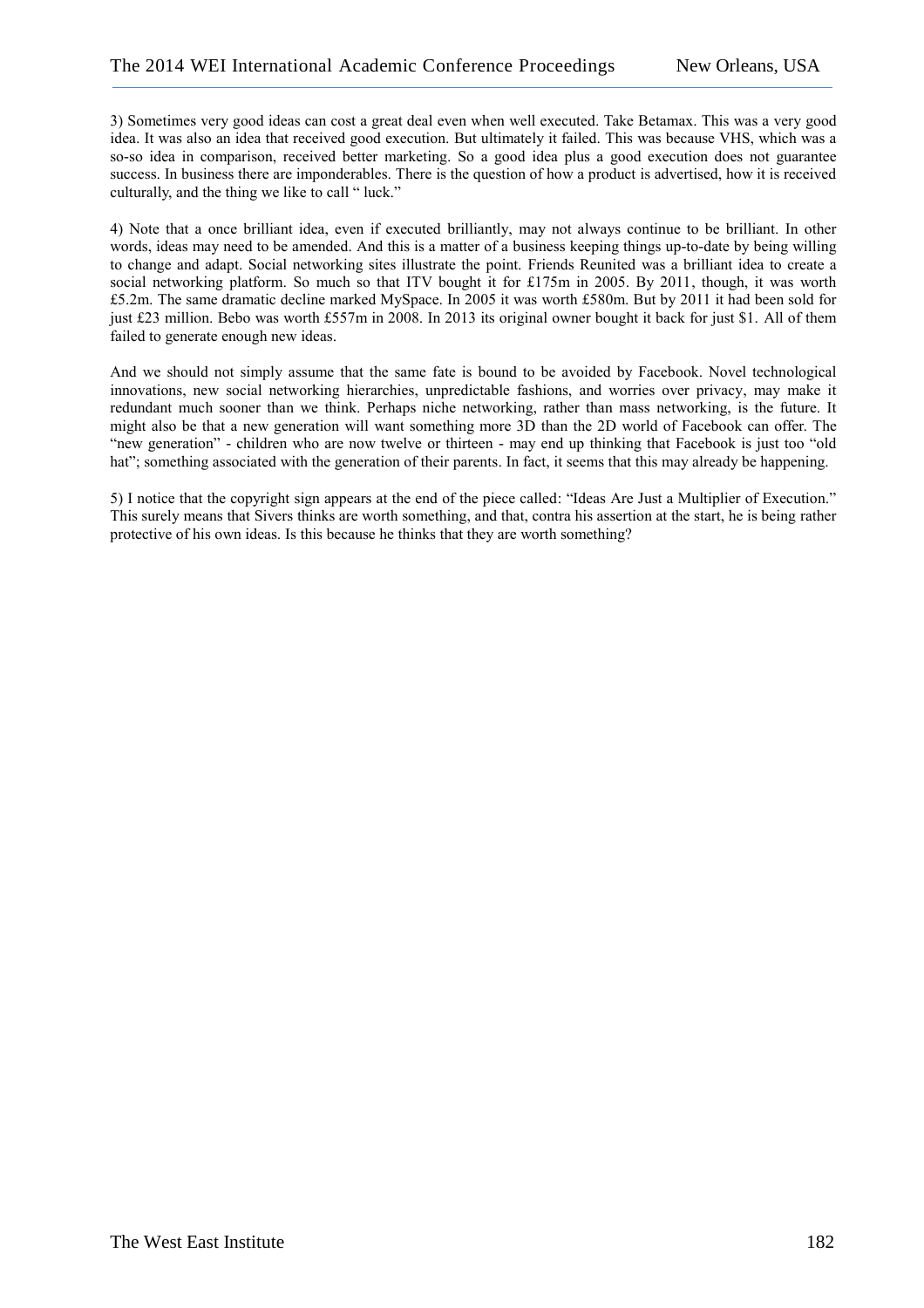3) Sometimes very good ideas can cost a great deal even when well executed. Take Betamax. This was a very good idea. It was also an idea that received good execution. But ultimately it failed. This was because VHS, which was a so-so idea in comparison, received better marketing. So a good idea plus a good execution does not guarantee success. In business there are imponderables. There is the question of how a product is advertised, how it is received culturally, and the thing we like to call " luck."

4) Note that a once brilliant idea, even if executed brilliantly, may not always continue to be brilliant. In other words, ideas may need to be amended. And this is a matter of a business keeping things up-to-date by being willing to change and adapt. Social networking sites illustrate the point. Friends Reunited was a brilliant idea to create a social networking platform. So much so that ITV bought it for £175m in 2005. By 2011, though, it was worth £5.2m. The same dramatic decline marked MySpace. In 2005 it was worth £580m. But by 2011 it had been sold for just £23 million. Bebo was worth £557m in 2008. In 2013 its original owner bought it back for just $1. All of them failed to generate enough new ideas.

And we should not simply assume that the same fate is bound to be avoided by Facebook. Novel technological innovations, new social networking hierarchies, unpredictable fashions, and worries over privacy, may make it redundant much sooner than we think. Perhaps niche networking, rather than mass networking, is the future. It might also be that a new generation will want something more 3D than the 2D world of Facebook can offer. The "new generation" - children who are now twelve or thirteen - may end up thinking that Facebook is just too "old hat"; something associated with the generation of their parents. In fact, it seems that this may already be happening.

5) I notice that the copyright sign appears at the end of the piece called: "Ideas Are Just a Multiplier of Execution." This surely means that Sivers thinks are worth something, and that, contra his assertion at the start, he is being rather protective of his own ideas. Is this because he thinks that they are worth something?